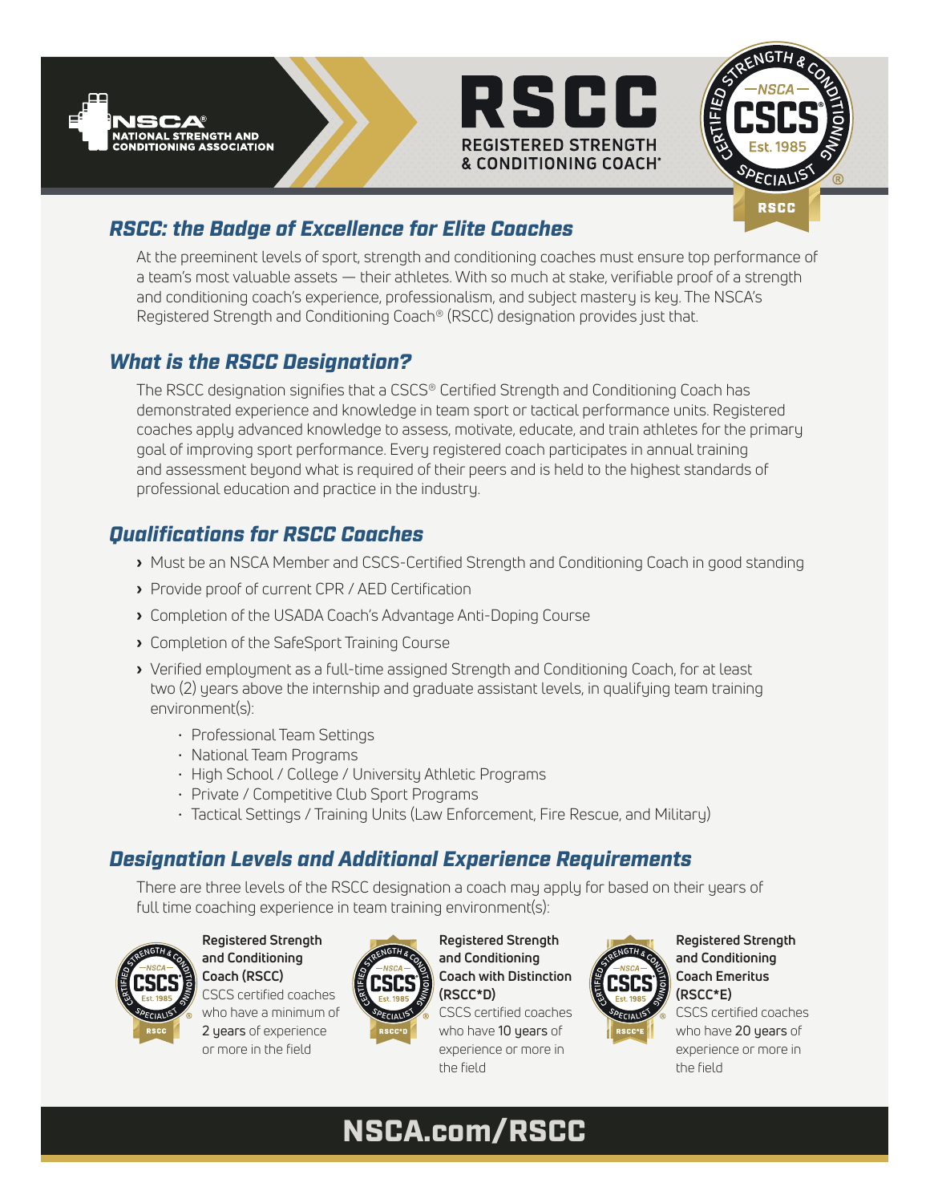NSCA® NATIONAL STRENGTH AND CONDITIONING ASSOCIATION

# RSCC
REGISTERED STRENGTH & CONDITIONING COACH®

## RSCC: the Badge of Excellence for Elite Coaches

At the preeminent levels of sport, strength and conditioning coaches must ensure top performance of a team's most valuable assets — their athletes. With so much at stake, verifiable proof of a strength and conditioning coach's experience, professionalism, and subject mastery is key. The NSCA's Registered Strength and Conditioning Coach® (RSCC) designation provides just that.

## What is the RSCC Designation?

The RSCC designation signifies that a CSCS® Certified Strength and Conditioning Coach has demonstrated experience and knowledge in team sport or tactical performance units. Registered coaches apply advanced knowledge to assess, motivate, educate, and train athletes for the primary goal of improving sport performance. Every registered coach participates in annual training and assessment beyond what is required of their peers and is held to the highest standards of professional education and practice in the industry.

## Qualifications for RSCC Coaches

- Must be an NSCA Member and CSCS-Certified Strength and Conditioning Coach in good standing
- Provide proof of current CPR / AED Certification
- Completion of the USADA Coach's Advantage Anti-Doping Course
- Completion of the SafeSport Training Course
- Verified employment as a full-time assigned Strength and Conditioning Coach, for at least two (2) years above the internship and graduate assistant levels, in qualifying team training environment(s):
  - Professional Team Settings
  - National Team Programs
  - High School / College / University Athletic Programs
  - Private / Competitive Club Sport Programs
  - Tactical Settings / Training Units (Law Enforcement, Fire Rescue, and Military)

## Designation Levels and Additional Experience Requirements

There are three levels of the RSCC designation a coach may apply for based on their years of full time coaching experience in team training environment(s):

**Registered Strength and Conditioning Coach (RSCC)**
CSCS certified coaches who have a minimum of **2 years** of experience or more in the field

**Registered Strength and Conditioning Coach with Distinction (RSCC*D)**
CSCS certified coaches who have **10 years** of experience or more in the field

**Registered Strength and Conditioning Coach Emeritus (RSCC*E)**
CSCS certified coaches who have **20 years** of experience or more in the field

**NSCA.com/RSCC**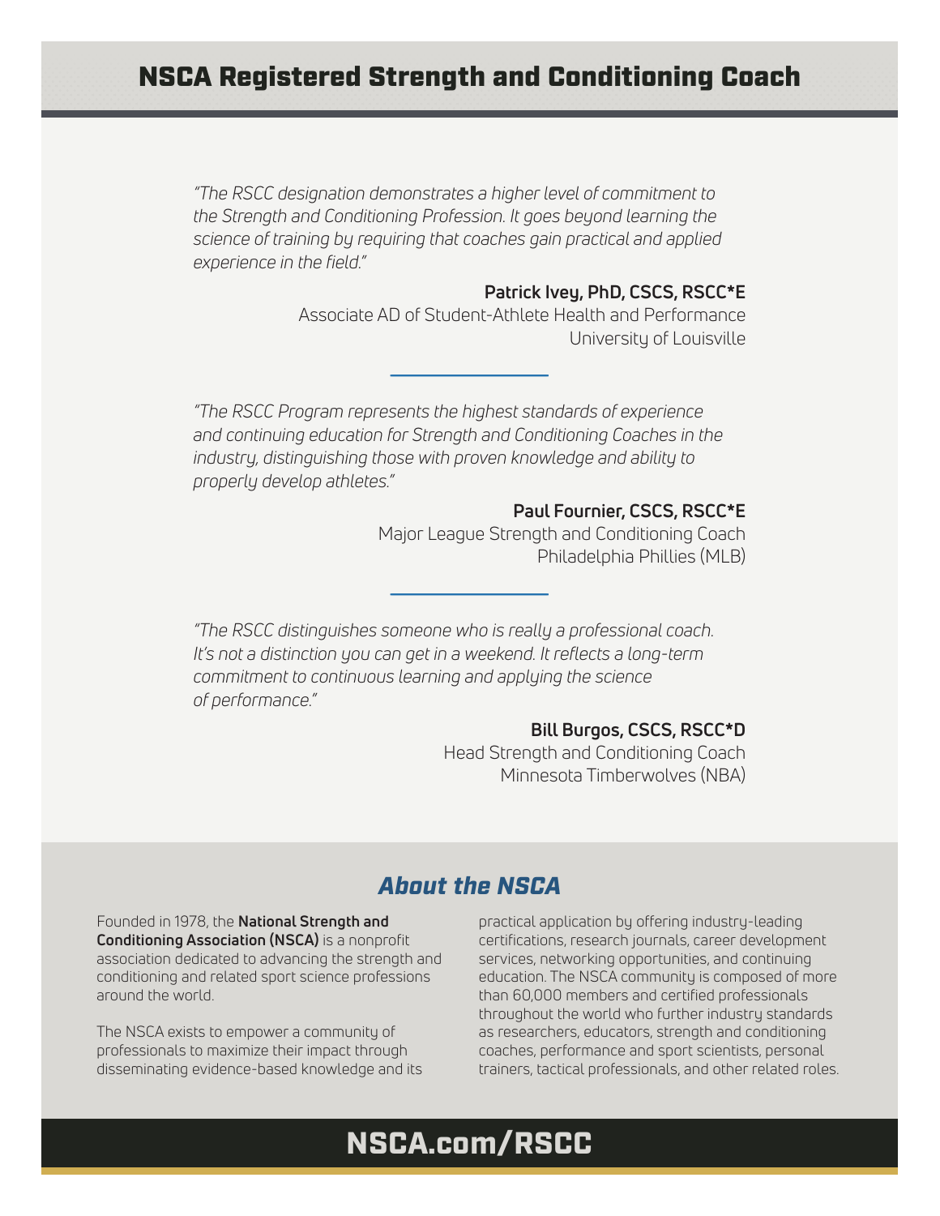# NSCA Registered Strength and Conditioning Coach

*"The RSCC designation demonstrates a higher level of commitment to the Strength and Conditioning Profession. It goes beyond learning the science of training by requiring that coaches gain practical and applied experience in the field."*

**Patrick Ivey, PhD, CSCS, RSCC*E**
Associate AD of Student-Athlete Health and Performance
University of Louisville

---

*"The RSCC Program represents the highest standards of experience and continuing education for Strength and Conditioning Coaches in the industry, distinguishing those with proven knowledge and ability to properly develop athletes."*

**Paul Fournier, CSCS, RSCC*E**
Major League Strength and Conditioning Coach
Philadelphia Phillies (MLB)

---

*"The RSCC distinguishes someone who is really a professional coach. It's not a distinction you can get in a weekend. It reflects a long-term commitment to continuous learning and applying the science of performance."*

**Bill Burgos, CSCS, RSCC*D**
Head Strength and Conditioning Coach
Minnesota Timberwolves (NBA)

## *About the NSCA*

Founded in 1978, the **National Strength and Conditioning Association (NSCA)** is a nonprofit association dedicated to advancing the strength and conditioning and related sport science professions around the world.

The NSCA exists to empower a community of professionals to maximize their impact through disseminating evidence-based knowledge and its practical application by offering industry-leading certifications, research journals, career development services, networking opportunities, and continuing education. The NSCA community is composed of more than 60,000 members and certified professionals throughout the world who further industry standards as researchers, educators, strength and conditioning coaches, performance and sport scientists, personal trainers, tactical professionals, and other related roles.

**NSCA.com/RSCC**